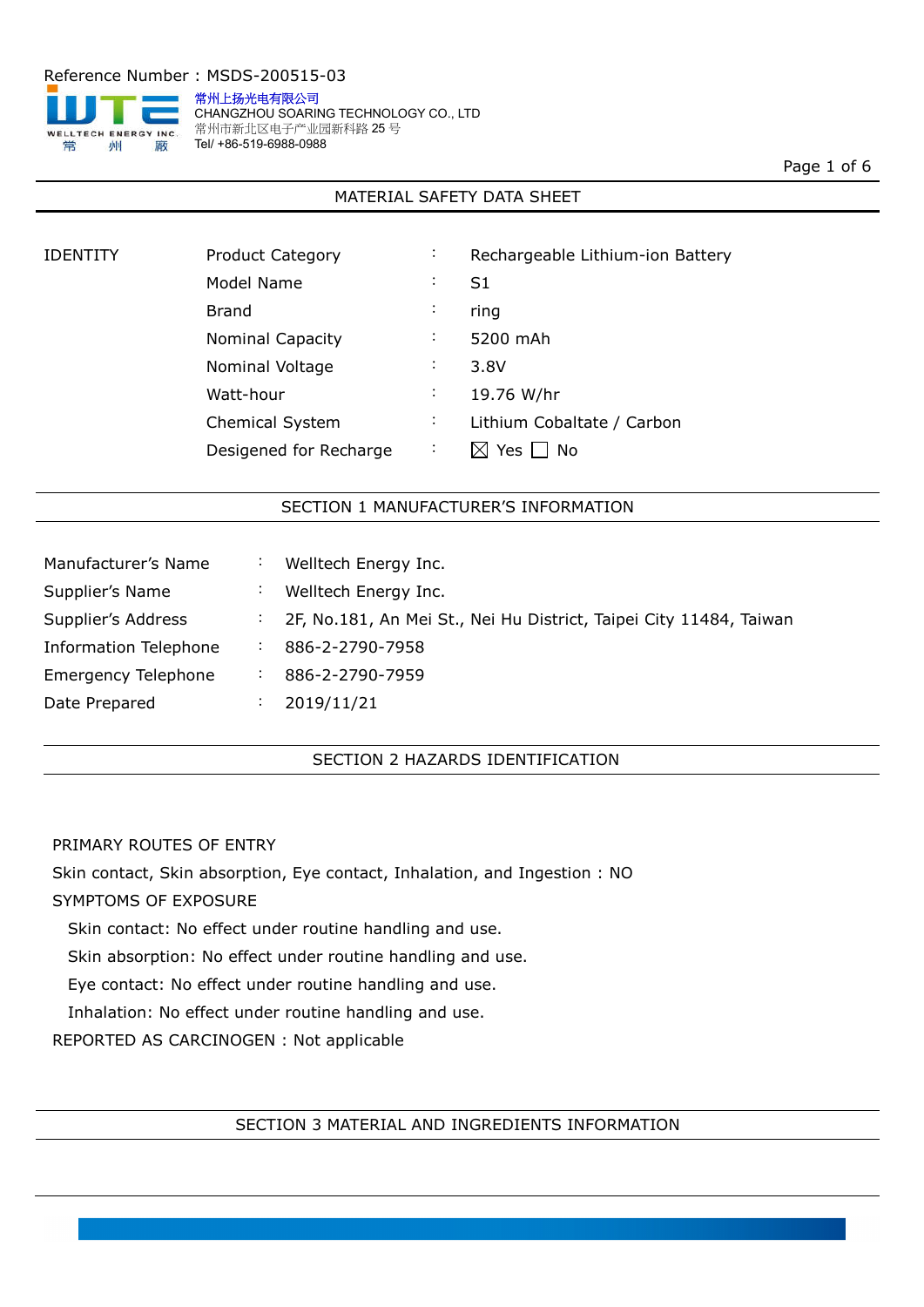Reference Number：MSDS-200515-03

常州上扬光电有限公司
CHANGZHOU SOARING TECHNOLOGY CO., LTD
常州市新北区电子产业园新科路 25 号
Tel/ +86-519-6988-0988

# MATERIAL SAFETY DATA SHEET

| IDENTITY | Product Category | ： | Rechargeable Lithium-ion Battery |
|---|---|---|---|
| | Model Name | ： | S1 |
| | Brand | ： | ring |
| | Nominal Capacity | ： | 5200 mAh |
| | Nominal Voltage | ： | 3.8V |
| | Watt-hour | ： | 19.76 W/hr |
| | Chemical System | ： | Lithium Cobaltate / Carbon |
| | Desigened for Recharge | ： | ☒ Yes ☐ No |

## SECTION 1 MANUFACTURER'S INFORMATION

| | | |
|---|---|---|
| Manufacturer's Name | ： | Welltech Energy Inc. |
| Supplier's Name | ： | Welltech Energy Inc. |
| Supplier's Address | ： | 2F, No.181, An Mei St., Nei Hu District, Taipei City 11484, Taiwan |
| Information Telephone | ： | 886-2-2790-7958 |
| Emergency Telephone | ： | 886-2-2790-7959 |
| Date Prepared | ： | 2019/11/21 |

## SECTION 2 HAZARDS IDENTIFICATION

PRIMARY ROUTES OF ENTRY

Skin contact, Skin absorption, Eye contact, Inhalation, and Ingestion：NO

SYMPTOMS OF EXPOSURE

- Skin contact: No effect under routine handling and use.
- Skin absorption: No effect under routine handling and use.
- Eye contact: No effect under routine handling and use.
- Inhalation: No effect under routine handling and use.

REPORTED AS CARCINOGEN：Not applicable

## SECTION 3 MATERIAL AND INGREDIENTS INFORMATION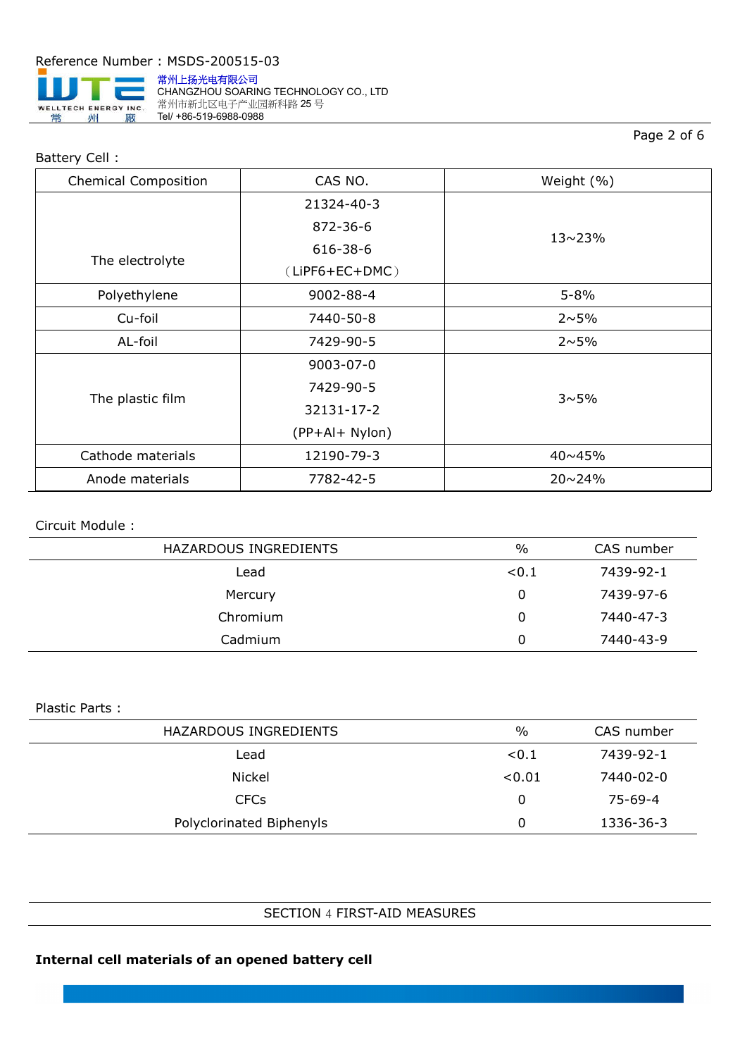Battery Cell：

| Chemical Composition | CAS NO. | Weight (%) |
|---|---|---|
| The electrolyte | 21324-40-3<br>872-36-6<br>616-38-6<br>（LiPF6+EC+DMC） | 13~23% |
| Polyethylene | 9002-88-4 | 5-8% |
| Cu-foil | 7440-50-8 | 2~5% |
| AL-foil | 7429-90-5 | 2~5% |
| The plastic film | 9003-07-0<br>7429-90-5<br>32131-17-2<br>(PP+Al+ Nylon) | 3~5% |
| Cathode materials | 12190-79-3 | 40~45% |
| Anode materials | 7782-42-5 | 20~24% |

Circuit Module：

| HAZARDOUS INGREDIENTS | % | CAS number |
|---|---|---|
| Lead | <0.1 | 7439-92-1 |
| Mercury | 0 | 7439-97-6 |
| Chromium | 0 | 7440-47-3 |
| Cadmium | 0 | 7440-43-9 |

Plastic Parts：

| HAZARDOUS INGREDIENTS | % | CAS number |
|---|---|---|
| Lead | <0.1 | 7439-92-1 |
| Nickel | <0.01 | 7440-02-0 |
| CFCs | 0 | 75-69-4 |
| Polyclorinated Biphenyls | 0 | 1336-36-3 |

## SECTION 4 FIRST-AID MEASURES

**Internal cell materials of an opened battery cell**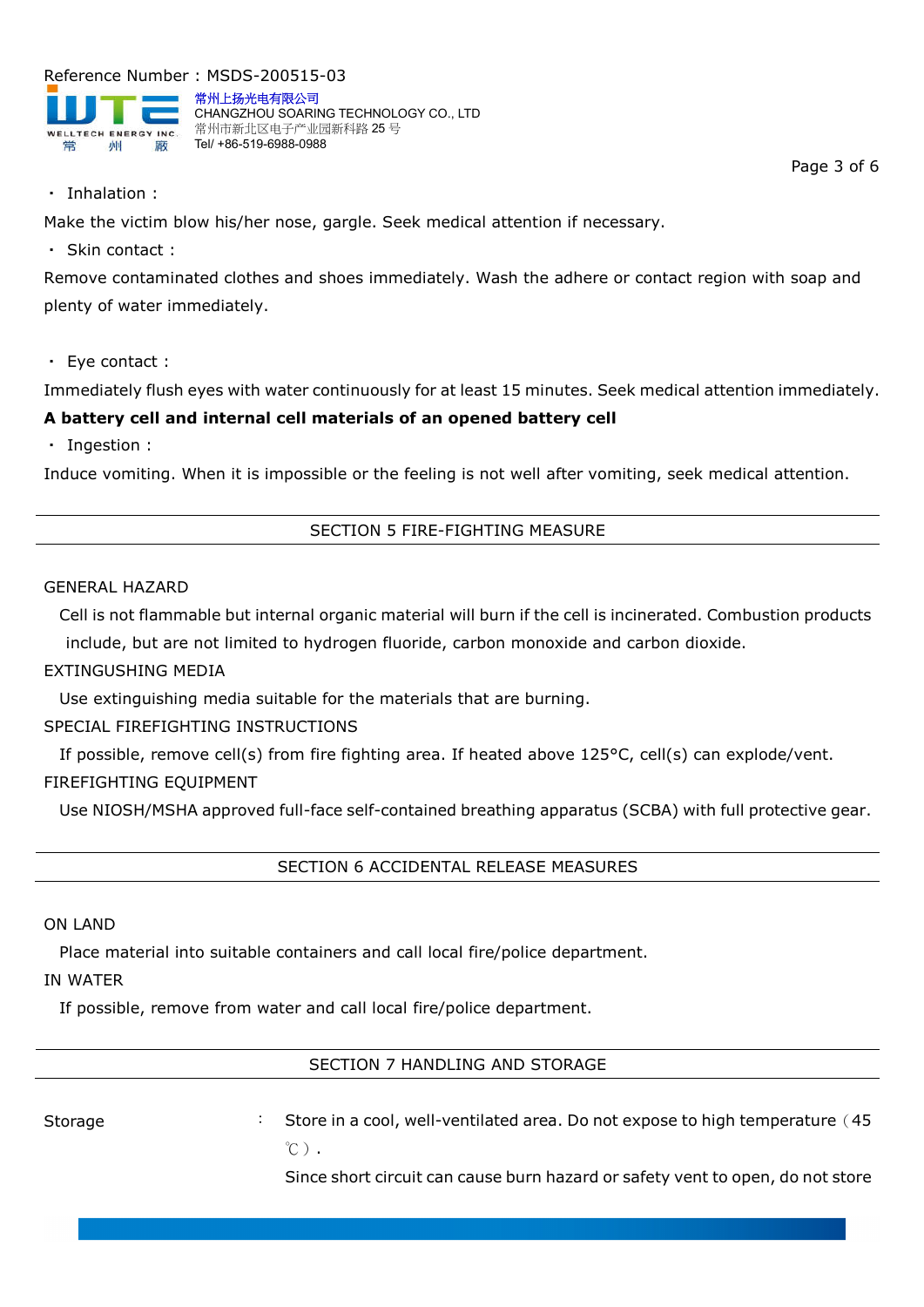・ Inhalation：

Make the victim blow his/her nose, gargle. Seek medical attention if necessary.

・ Skin contact：

Remove contaminated clothes and shoes immediately. Wash the adhere or contact region with soap and plenty of water immediately.

・ Eye contact：

Immediately flush eyes with water continuously for at least 15 minutes. Seek medical attention immediately.

**A battery cell and internal cell materials of an opened battery cell**

・ Ingestion：

Induce vomiting. When it is impossible or the feeling is not well after vomiting, seek medical attention.

## SECTION 5 FIRE-FIGHTING MEASURE

GENERAL HAZARD

Cell is not flammable but internal organic material will burn if the cell is incinerated. Combustion products include, but are not limited to hydrogen fluoride, carbon monoxide and carbon dioxide.

EXTINGUSHING MEDIA

Use extinguishing media suitable for the materials that are burning.

SPECIAL FIREFIGHTING INSTRUCTIONS

If possible, remove cell(s) from fire fighting area. If heated above 125°C, cell(s) can explode/vent.

FIREFIGHTING EQUIPMENT

Use NIOSH/MSHA approved full-face self-contained breathing apparatus (SCBA) with full protective gear.

## SECTION 6 ACCIDENTAL RELEASE MEASURES

ON LAND

Place material into suitable containers and call local fire/police department.

IN WATER

If possible, remove from water and call local fire/police department.

## SECTION 7 HANDLING AND STORAGE

Storage ： Store in a cool, well-ventilated area. Do not expose to high temperature（45℃）.

Since short circuit can cause burn hazard or safety vent to open, do not store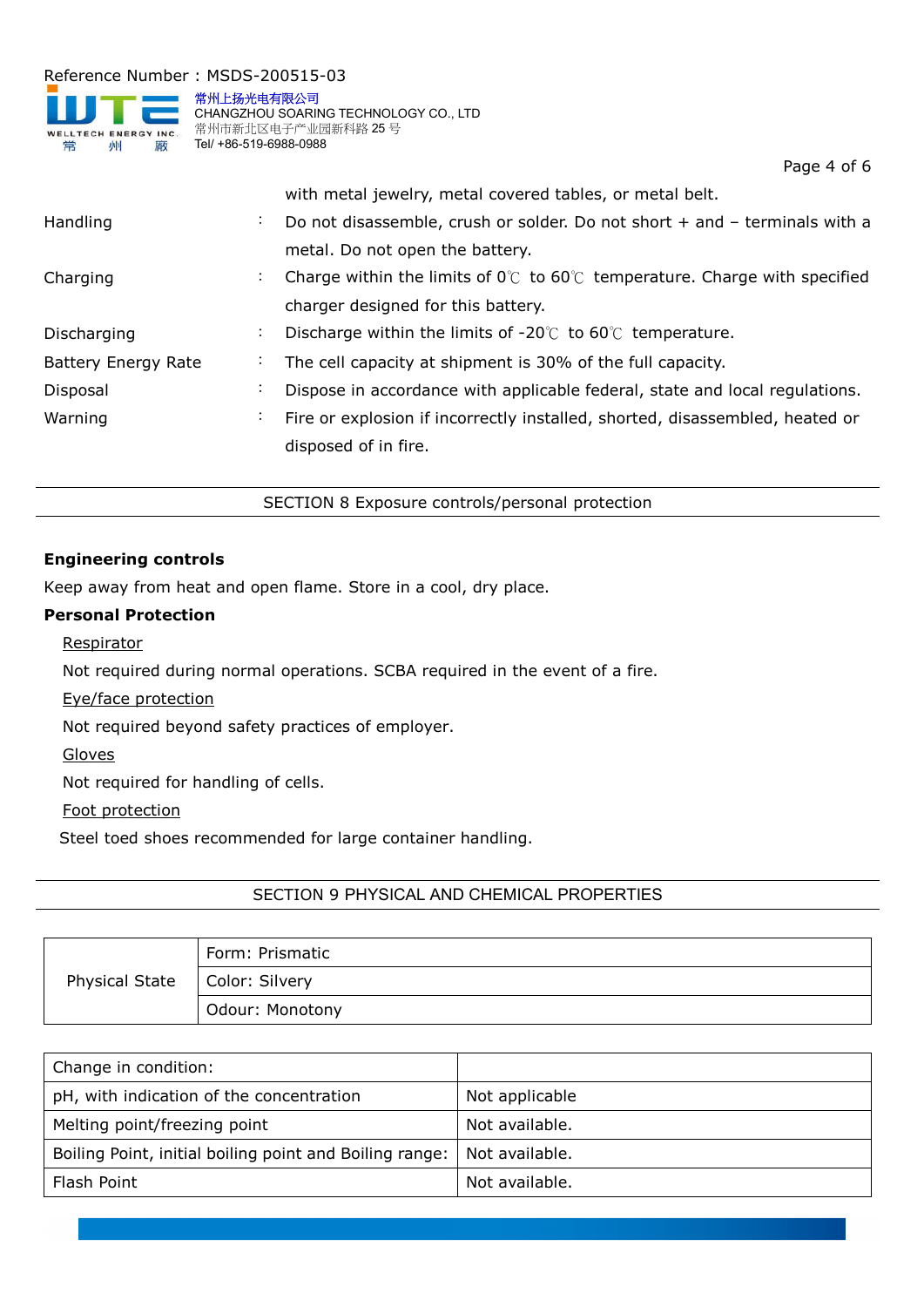with metal jewelry, metal covered tables, or metal belt.

Handling : Do not disassemble, crush or solder. Do not short + and – terminals with a metal. Do not open the battery.

Charging : Charge within the limits of 0℃ to 60℃ temperature. Charge with specified charger designed for this battery.

Discharging : Discharge within the limits of -20℃ to 60℃ temperature.

Battery Energy Rate : The cell capacity at shipment is 30% of the full capacity.

Disposal : Dispose in accordance with applicable federal, state and local regulations.

Warning : Fire or explosion if incorrectly installed, shorted, disassembled, heated or disposed of in fire.

## SECTION 8 Exposure controls/personal protection

**Engineering controls**

Keep away from heat and open flame. Store in a cool, dry place.

**Personal Protection**

Respirator

Not required during normal operations. SCBA required in the event of a fire.

Eye/face protection

Not required beyond safety practices of employer.

Gloves

Not required for handling of cells.

Foot protection

Steel toed shoes recommended for large container handling.

## SECTION 9 PHYSICAL AND CHEMICAL PROPERTIES

| Physical State | Form: Prismatic |
|---|---|
| | Color: Silvery |
| | Odour: Monotony |

| Change in condition: | |
|---|---|
| pH, with indication of the concentration | Not applicable |
| Melting point/freezing point | Not available. |
| Boiling Point, initial boiling point and Boiling range: | Not available. |
| Flash Point | Not available. |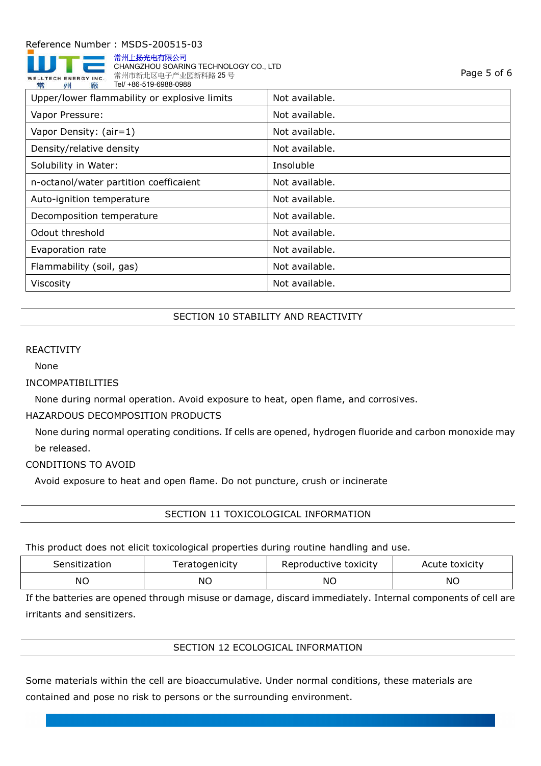| Upper/lower flammability or explosive limits | Not available. |
|---|---|
| Vapor Pressure: | Not available. |
| Vapor Density: (air=1) | Not available. |
| Density/relative density | Not available. |
| Solubility in Water: | Insoluble |
| n-octanol/water partition coefficaient | Not available. |
| Auto-ignition temperature | Not available. |
| Decomposition temperature | Not available. |
| Odout threshold | Not available. |
| Evaporation rate | Not available. |
| Flammability (soil, gas) | Not available. |
| Viscosity | Not available. |

## SECTION 10 STABILITY AND REACTIVITY

REACTIVITY

None

INCOMPATIBILITIES

None during normal operation. Avoid exposure to heat, open flame, and corrosives.

HAZARDOUS DECOMPOSITION PRODUCTS

None during normal operating conditions. If cells are opened, hydrogen fluoride and carbon monoxide may be released.

CONDITIONS TO AVOID

Avoid exposure to heat and open flame. Do not puncture, crush or incinerate

## SECTION 11 TOXICOLOGICAL INFORMATION

This product does not elicit toxicological properties during routine handling and use.

| Sensitization | Teratogenicity | Reproductive toxicity | Acute toxicity |
|---|---|---|---|
| NO | NO | NO | NO |

If the batteries are opened through misuse or damage, discard immediately. Internal components of cell are irritants and sensitizers.

## SECTION 12 ECOLOGICAL INFORMATION

Some materials within the cell are bioaccumulative. Under normal conditions, these materials are contained and pose no risk to persons or the surrounding environment.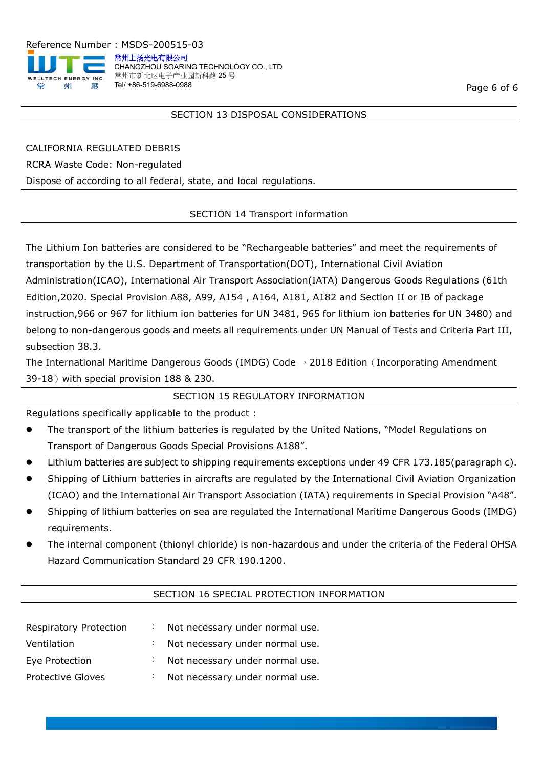## SECTION 13 DISPOSAL CONSIDERATIONS

CALIFORNIA REGULATED DEBRIS

RCRA Waste Code: Non-regulated

Dispose of according to all federal, state, and local regulations.

## SECTION 14 Transport information

The Lithium Ion batteries are considered to be "Rechargeable batteries" and meet the requirements of transportation by the U.S. Department of Transportation(DOT), International Civil Aviation Administration(ICAO), International Air Transport Association(IATA) Dangerous Goods Regulations (61th Edition,2020. Special Provision A88, A99, A154 , A164, A181, A182 and Section II or IB of package instruction,966 or 967 for lithium ion batteries for UN 3481, 965 for lithium ion batteries for UN 3480) and belong to non-dangerous goods and meets all requirements under UN Manual of Tests and Criteria Part III, subsection 38.3.

The International Maritime Dangerous Goods (IMDG) Code ，2018 Edition（Incorporating Amendment 39-18）with special provision 188 & 230.

## SECTION 15 REGULATORY INFORMATION

Regulations specifically applicable to the product :

- The transport of the lithium batteries is regulated by the United Nations, "Model Regulations on Transport of Dangerous Goods Special Provisions A188".
- Lithium batteries are subject to shipping requirements exceptions under 49 CFR 173.185(paragraph c).
- Shipping of Lithium batteries in aircrafts are regulated by the International Civil Aviation Organization (ICAO) and the International Air Transport Association (IATA) requirements in Special Provision "A48".
- Shipping of lithium batteries on sea are regulated the International Maritime Dangerous Goods (IMDG) requirements.
- The internal component (thionyl chloride) is non-hazardous and under the criteria of the Federal OHSA Hazard Communication Standard 29 CFR 190.1200.

## SECTION 16 SPECIAL PROTECTION INFORMATION

| | | |
|---|---|---|
| Respiratory Protection | : | Not necessary under normal use. |
| Ventilation | : | Not necessary under normal use. |
| Eye Protection | : | Not necessary under normal use. |
| Protective Gloves | : | Not necessary under normal use. |